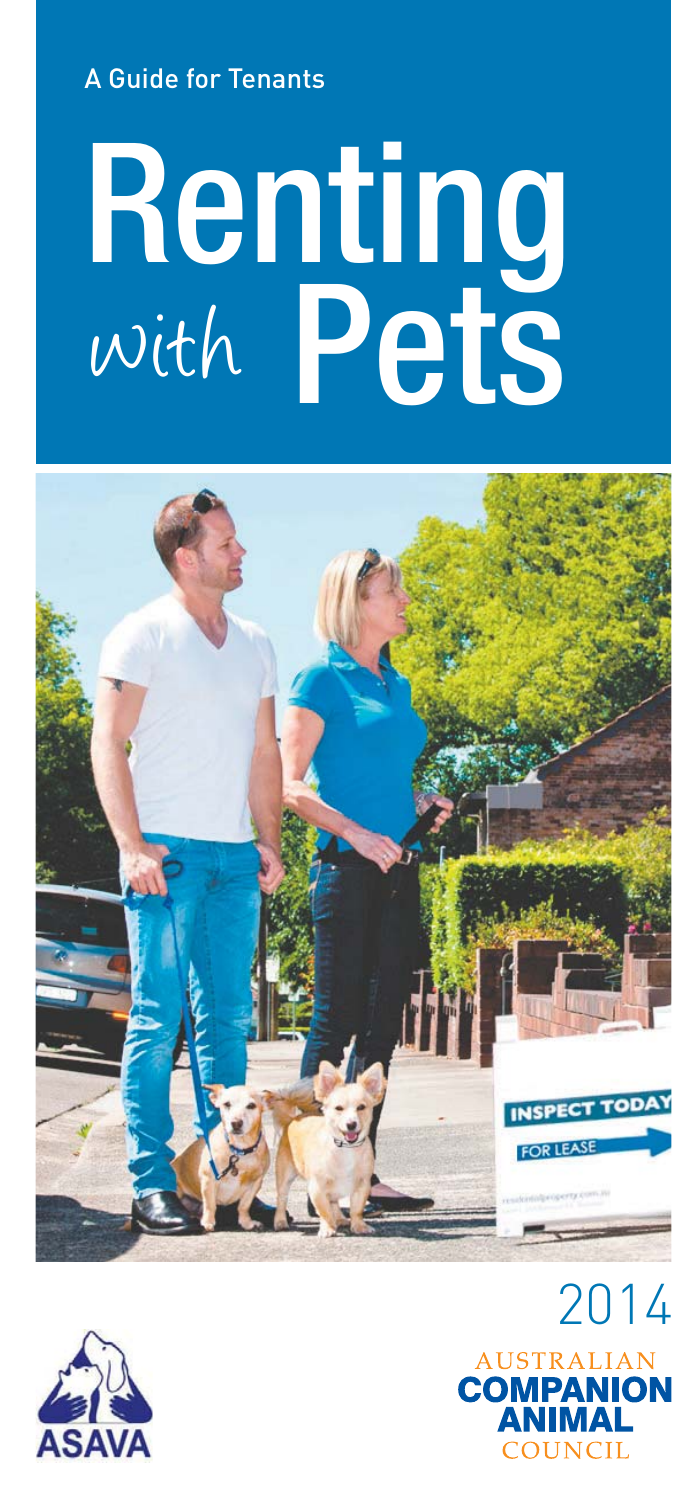A Guide for Tenants

# Renting with Pets

2014

ASAVA

AUSTRALIAN COMPANION ANIMAL COUNCIL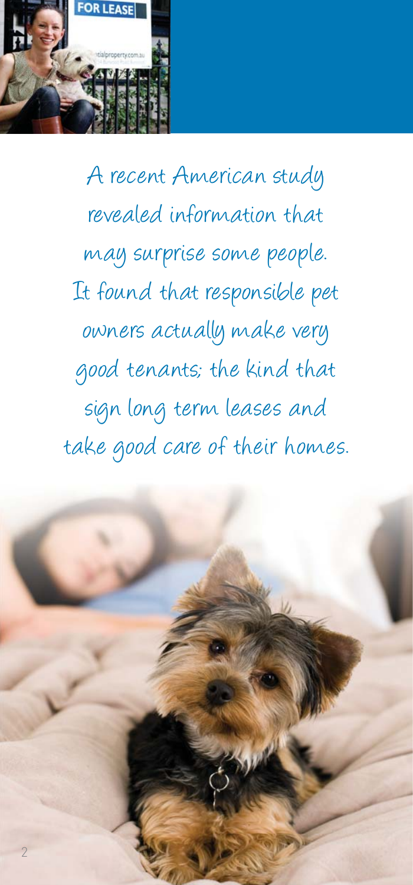A recent American study revealed information that may surprise some people. It found that responsible pet owners actually make very good tenants; the kind that sign long term leases and take good care of their homes.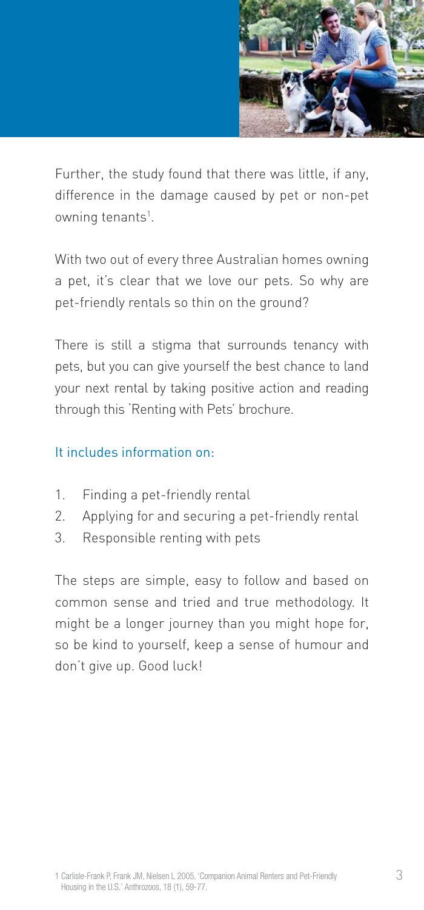Further, the study found that there was little, if any, difference in the damage caused by pet or non-pet owning tenants[1].

With two out of every three Australian homes owning a pet, it's clear that we love our pets. So why are pet-friendly rentals so thin on the ground?

There is still a stigma that surrounds tenancy with pets, but you can give yourself the best chance to land your next rental by taking positive action and reading through this 'Renting with Pets' brochure.

### It includes information on:

1. Finding a pet-friendly rental
2. Applying for and securing a pet-friendly rental
3. Responsible renting with pets

The steps are simple, easy to follow and based on common sense and tried and true methodology. It might be a longer journey than you might hope for, so be kind to yourself, keep a sense of humour and don't give up. Good luck!

1 Carlisle-Frank P, Frank JM, Nielsen L 2005, 'Companion Animal Renters and Pet-Friendly Housing in the U.S.' Anthrozoos, 18 (1), 59-77.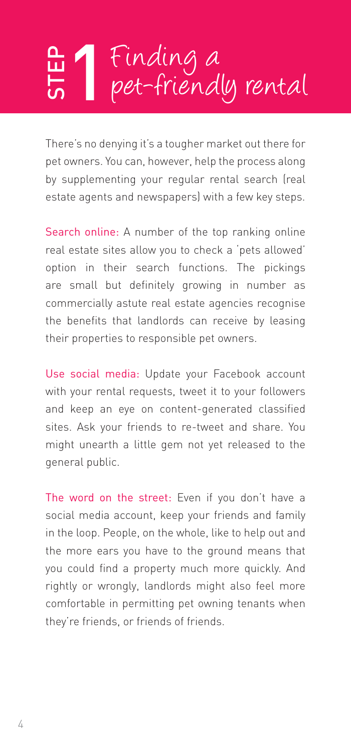# STEP 1 Finding a pet-friendly rental

There's no denying it's a tougher market out there for pet owners. You can, however, help the process along by supplementing your regular rental search (real estate agents and newspapers) with a few key steps.

Search online: A number of the top ranking online real estate sites allow you to check a 'pets allowed' option in their search functions. The pickings are small but definitely growing in number as commercially astute real estate agencies recognise the benefits that landlords can receive by leasing their properties to responsible pet owners.

Use social media: Update your Facebook account with your rental requests, tweet it to your followers and keep an eye on content-generated classified sites. Ask your friends to re-tweet and share. You might unearth a little gem not yet released to the general public.

The word on the street: Even if you don't have a social media account, keep your friends and family in the loop. People, on the whole, like to help out and the more ears you have to the ground means that you could find a property much more quickly. And rightly or wrongly, landlords might also feel more comfortable in permitting pet owning tenants when they're friends, or friends of friends.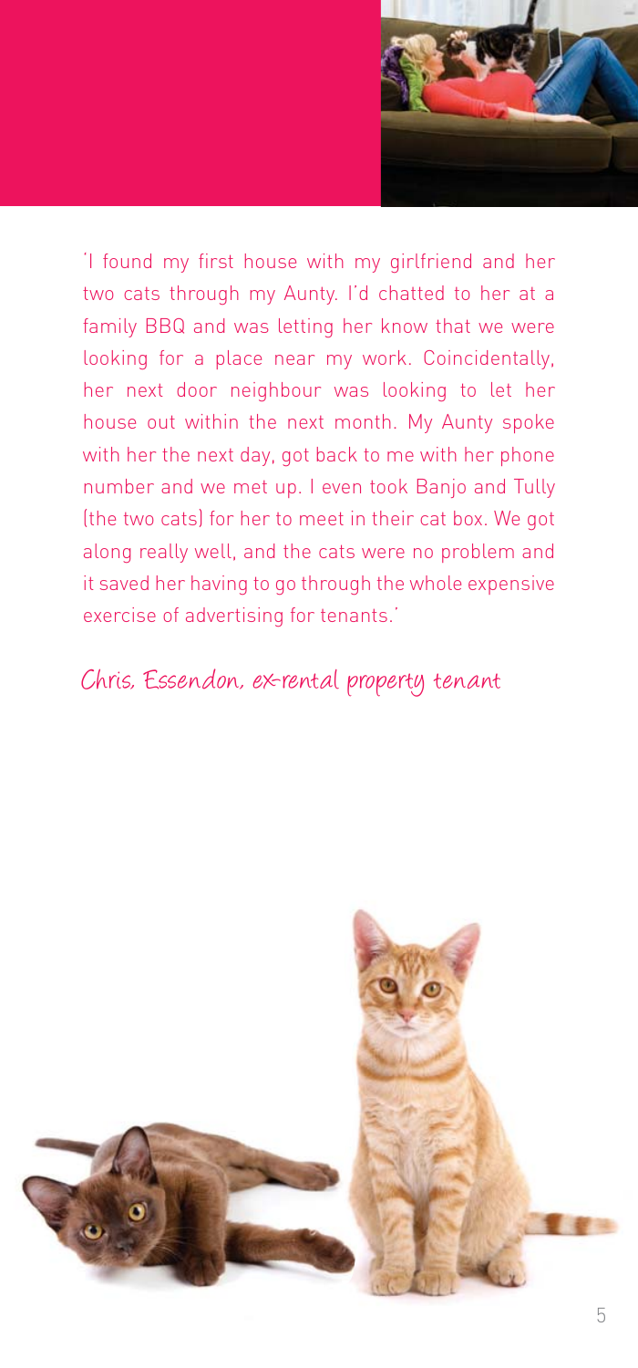'I found my first house with my girlfriend and her two cats through my Aunty. I'd chatted to her at a family BBQ and was letting her know that we were looking for a place near my work. Coincidentally, her next door neighbour was looking to let her house out within the next month. My Aunty spoke with her the next day, got back to me with her phone number and we met up. I even took Banjo and Tully (the two cats) for her to meet in their cat box. We got along really well, and the cats were no problem and it saved her having to go through the whole expensive exercise of advertising for tenants.'

*Chris, Essendon, ex-rental property tenant*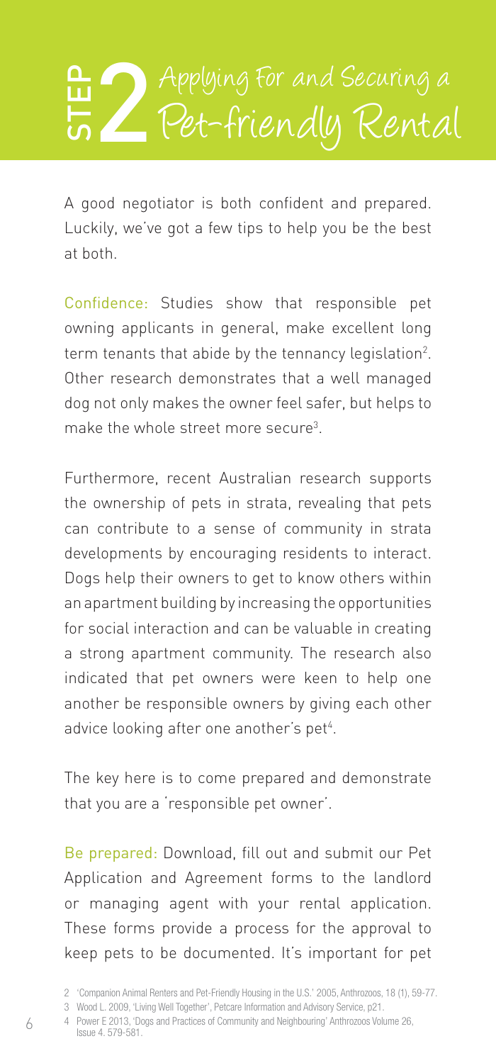# STEP 2 Applying For and Securing a Pet-friendly Rental

A good negotiator is both confident and prepared. Luckily, we've got a few tips to help you be the best at both.

Confidence: Studies show that responsible pet owning applicants in general, make excellent long term tenants that abide by the tennancy legislation[2]. Other research demonstrates that a well managed dog not only makes the owner feel safer, but helps to make the whole street more secure[3].

Furthermore, recent Australian research supports the ownership of pets in strata, revealing that pets can contribute to a sense of community in strata developments by encouraging residents to interact. Dogs help their owners to get to know others within an apartment building by increasing the opportunities for social interaction and can be valuable in creating a strong apartment community. The research also indicated that pet owners were keen to help one another be responsible owners by giving each other advice looking after one another's pet[4].

The key here is to come prepared and demonstrate that you are a 'responsible pet owner'.

Be prepared: Download, fill out and submit our Pet Application and Agreement forms to the landlord or managing agent with your rental application. These forms provide a process for the approval to keep pets to be documented. It's important for pet

2 'Companion Animal Renters and Pet-Friendly Housing in the U.S.' 2005, Anthrozoos, 18 (1), 59-77.

3 Wood L. 2009, 'Living Well Together', Petcare Information and Advisory Service, p21.

4 Power E 2013, 'Dogs and Practices of Community and Neighbouring' Anthrozoos Volume 26, Issue 4. 579-581.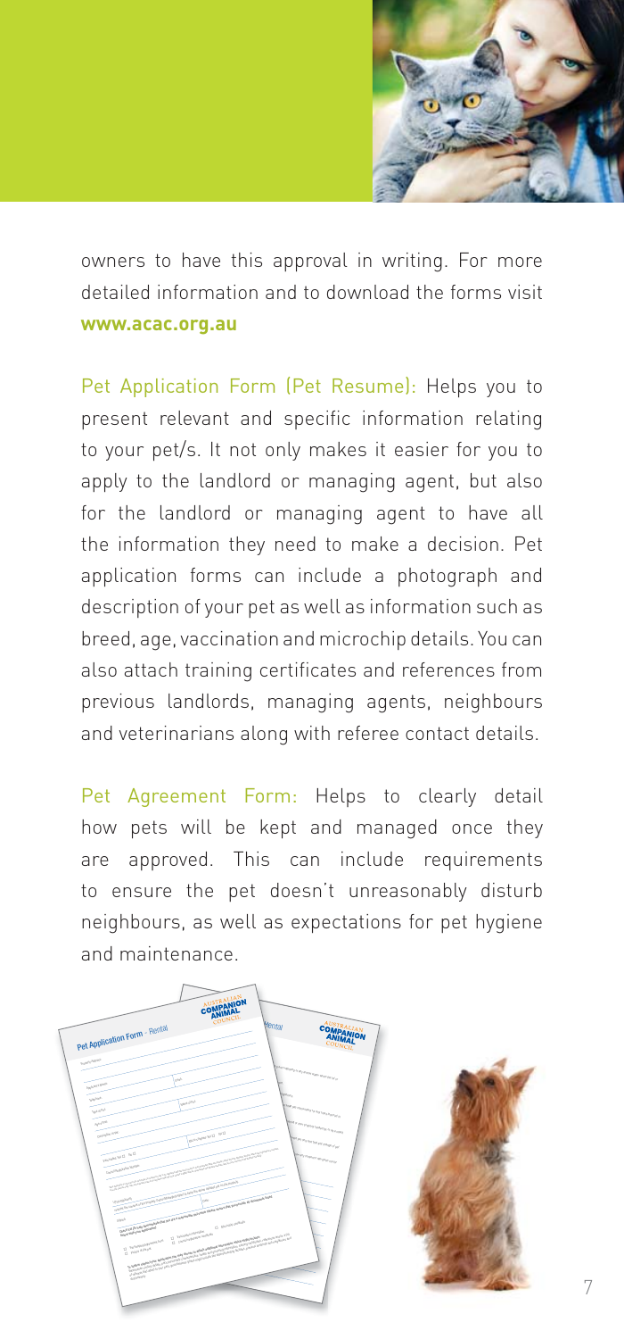owners to have this approval in writing. For more detailed information and to download the forms visit **www.acac.org.au**

Pet Application Form (Pet Resume): Helps you to present relevant and specific information relating to your pet/s. It not only makes it easier for you to apply to the landlord or managing agent, but also for the landlord or managing agent to have all the information they need to make a decision. Pet application forms can include a photograph and description of your pet as well as information such as breed, age, vaccination and microchip details. You can also attach training certificates and references from previous landlords, managing agents, neighbours and veterinarians along with referee contact details.

Pet Agreement Form: Helps to clearly detail how pets will be kept and managed once they are approved. This can include requirements to ensure the pet doesn't unreasonably disturb neighbours, as well as expectations for pet hygiene and maintenance.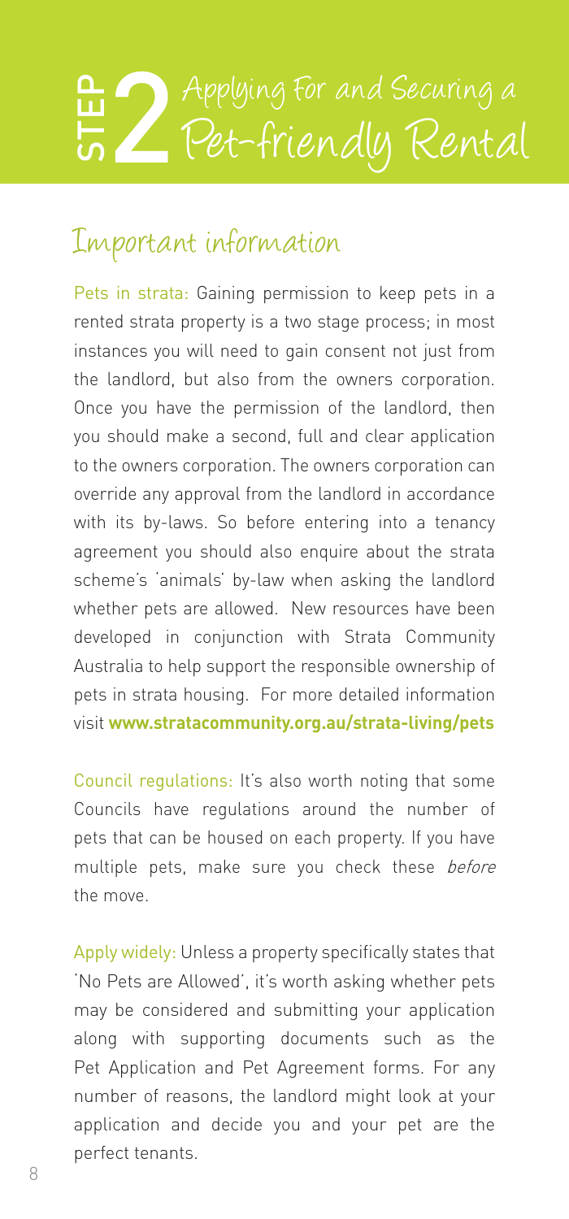# STEP 2 Applying For and Securing a Pet-friendly Rental

## Important information

Pets in strata: Gaining permission to keep pets in a rented strata property is a two stage process; in most instances you will need to gain consent not just from the landlord, but also from the owners corporation. Once you have the permission of the landlord, then you should make a second, full and clear application to the owners corporation. The owners corporation can override any approval from the landlord in accordance with its by-laws. So before entering into a tenancy agreement you should also enquire about the strata scheme's 'animals' by-law when asking the landlord whether pets are allowed. New resources have been developed in conjunction with Strata Community Australia to help support the responsible ownership of pets in strata housing. For more detailed information visit **www.stratacommunity.org.au/strata-living/pets**

Council regulations: It's also worth noting that some Councils have regulations around the number of pets that can be housed on each property. If you have multiple pets, make sure you check these *before* the move.

Apply widely: Unless a property specifically states that 'No Pets are Allowed', it's worth asking whether pets may be considered and submitting your application along with supporting documents such as the Pet Application and Pet Agreement forms. For any number of reasons, the landlord might look at your application and decide you and your pet are the perfect tenants.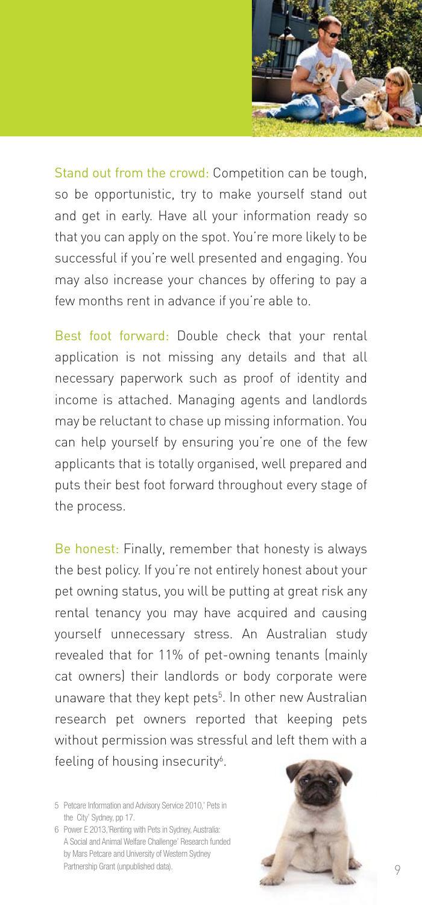Stand out from the crowd: Competition can be tough, so be opportunistic, try to make yourself stand out and get in early. Have all your information ready so that you can apply on the spot. You're more likely to be successful if you're well presented and engaging. You may also increase your chances by offering to pay a few months rent in advance if you're able to.

Best foot forward: Double check that your rental application is not missing any details and that all necessary paperwork such as proof of identity and income is attached. Managing agents and landlords may be reluctant to chase up missing information. You can help yourself by ensuring you're one of the few applicants that is totally organised, well prepared and puts their best foot forward throughout every stage of the process.

Be honest: Finally, remember that honesty is always the best policy. If you're not entirely honest about your pet owning status, you will be putting at great risk any rental tenancy you may have acquired and causing yourself unnecessary stress. An Australian study revealed that for 11% of pet-owning tenants (mainly cat owners) their landlords or body corporate were unaware that they kept pets[5]. In other new Australian research pet owners reported that keeping pets without permission was stressful and left them with a feeling of housing insecurity[6].

5 Petcare Information and Advisory Service 2010,' Pets in the City' Sydney, pp 17.

6 Power E 2013,'Renting with Pets in Sydney, Australia: A Social and Animal Welfare Challenge' Research funded by Mars Petcare and University of Western Sydney Partnership Grant (unpublished data).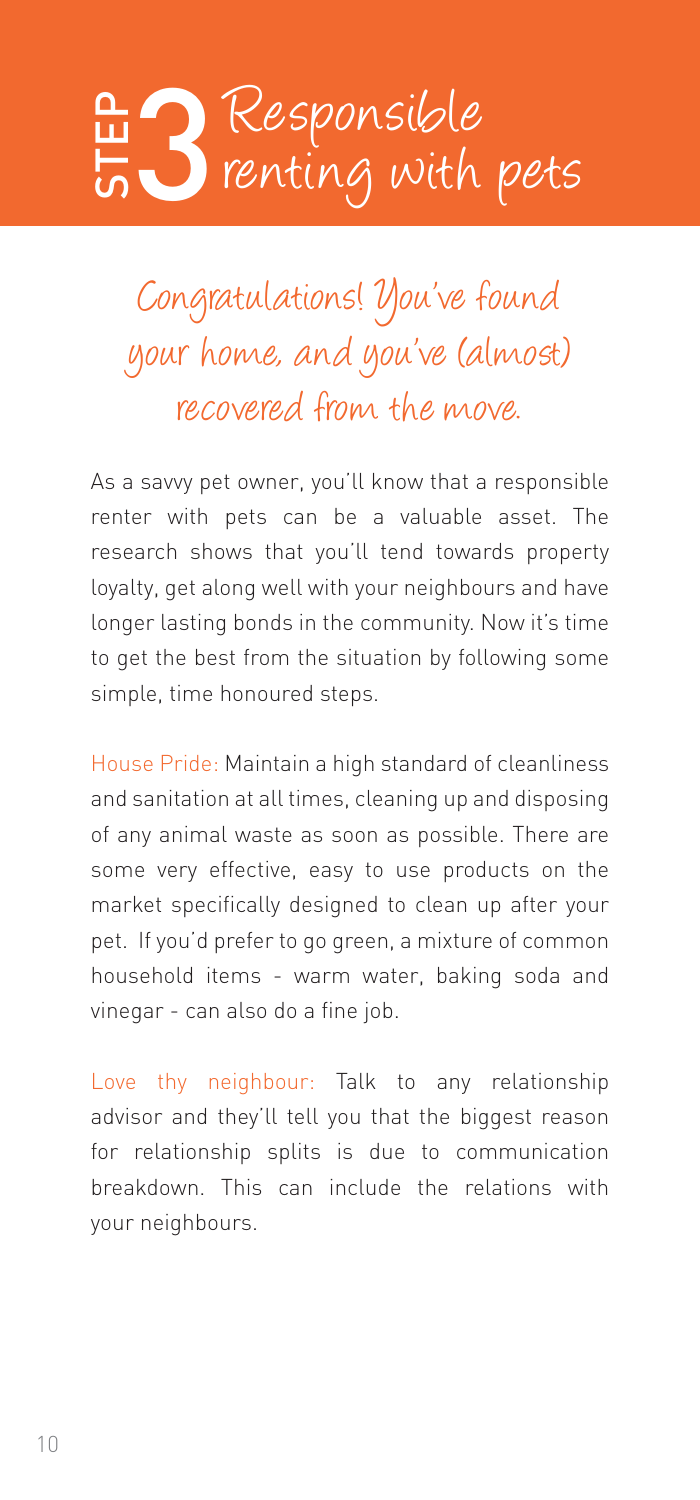# STEP 3 Responsible renting with pets

## Congratulations! You've found your home, and you've (almost) recovered from the move.

As a savvy pet owner, you'll know that a responsible renter with pets can be a valuable asset. The research shows that you'll tend towards property loyalty, get along well with your neighbours and have longer lasting bonds in the community. Now it's time to get the best from the situation by following some simple, time honoured steps.

House Pride: Maintain a high standard of cleanliness and sanitation at all times, cleaning up and disposing of any animal waste as soon as possible. There are some very effective, easy to use products on the market specifically designed to clean up after your pet. If you'd prefer to go green, a mixture of common household items - warm water, baking soda and vinegar - can also do a fine job.

Love thy neighbour: Talk to any relationship advisor and they'll tell you that the biggest reason for relationship splits is due to communication breakdown. This can include the relations with your neighbours.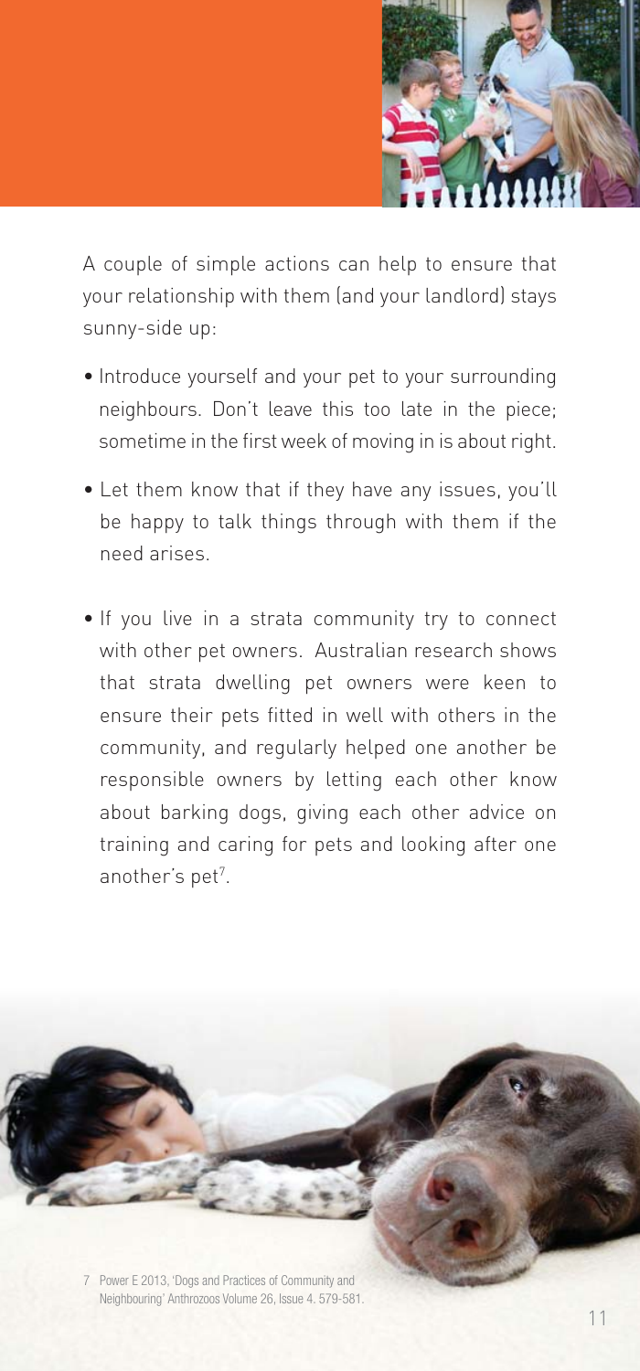A couple of simple actions can help to ensure that your relationship with them (and your landlord) stays sunny-side up:

- Introduce yourself and your pet to your surrounding neighbours. Don't leave this too late in the piece; sometime in the first week of moving in is about right.
- Let them know that if they have any issues, you'll be happy to talk things through with them if the need arises.
- If you live in a strata community try to connect with other pet owners. Australian research shows that strata dwelling pet owners were keen to ensure their pets fitted in well with others in the community, and regularly helped one another be responsible owners by letting each other know about barking dogs, giving each other advice on training and caring for pets and looking after one another's pet[7].

7 Power E 2013, 'Dogs and Practices of Community and Neighbouring' Anthrozoos Volume 26, Issue 4. 579-581.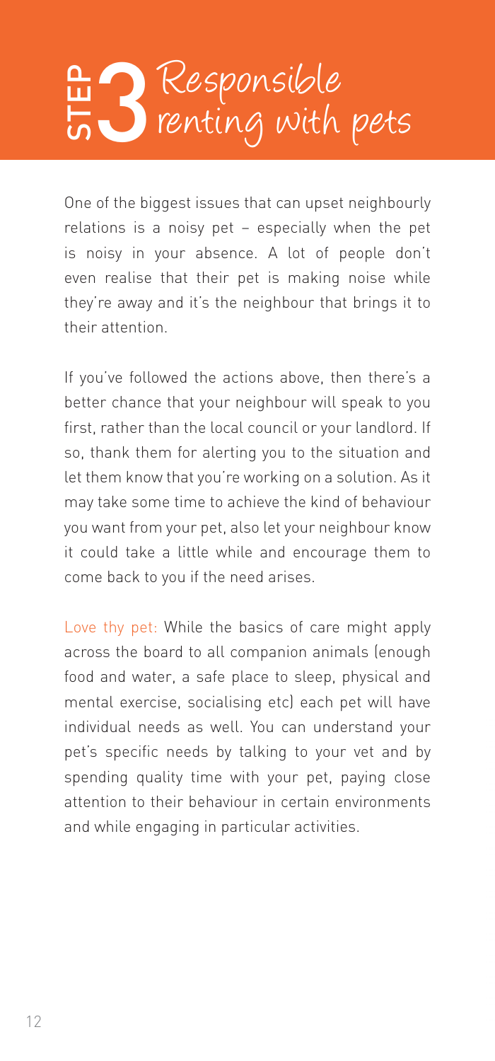# STEP 3 Responsible renting with pets

One of the biggest issues that can upset neighbourly relations is a noisy pet – especially when the pet is noisy in your absence. A lot of people don't even realise that their pet is making noise while they're away and it's the neighbour that brings it to their attention.

If you've followed the actions above, then there's a better chance that your neighbour will speak to you first, rather than the local council or your landlord. If so, thank them for alerting you to the situation and let them know that you're working on a solution. As it may take some time to achieve the kind of behaviour you want from your pet, also let your neighbour know it could take a little while and encourage them to come back to you if the need arises.

Love thy pet: While the basics of care might apply across the board to all companion animals (enough food and water, a safe place to sleep, physical and mental exercise, socialising etc) each pet will have individual needs as well. You can understand your pet's specific needs by talking to your vet and by spending quality time with your pet, paying close attention to their behaviour in certain environments and while engaging in particular activities.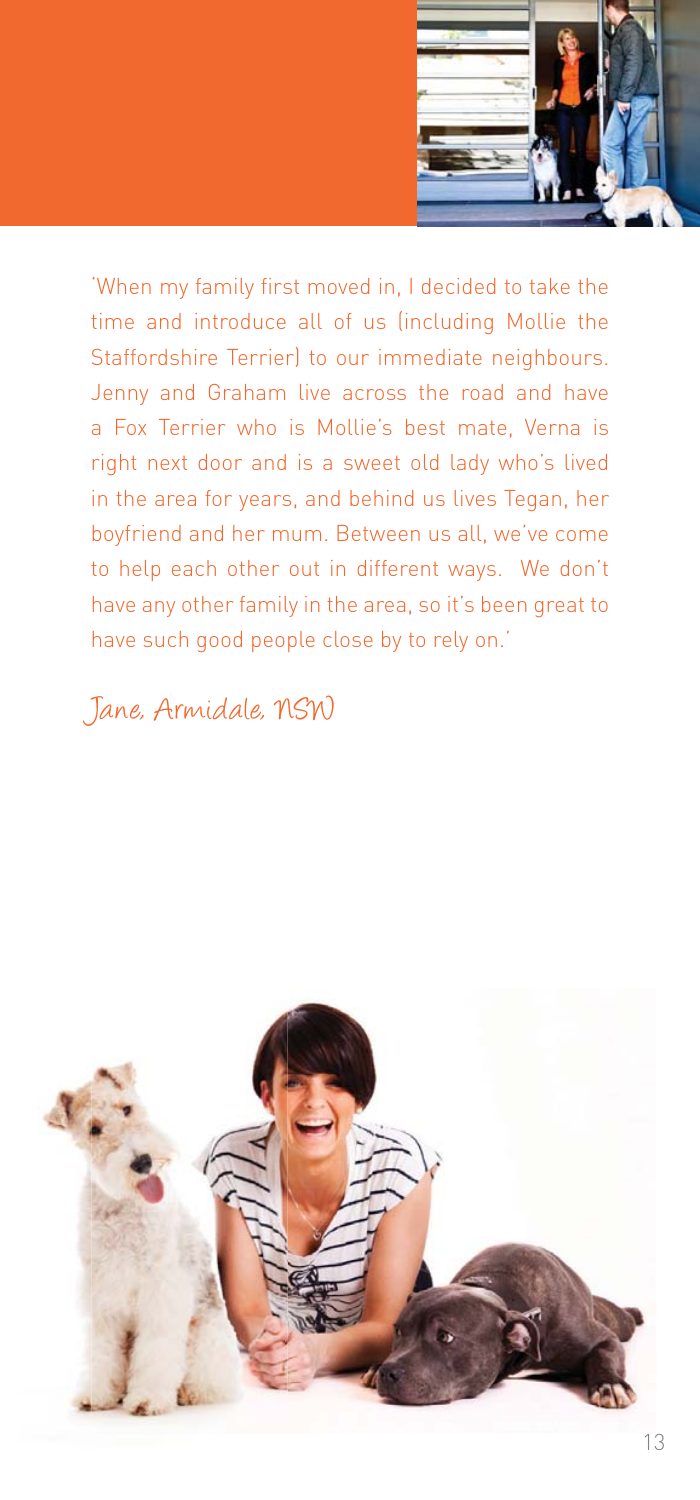'When my family first moved in, I decided to take the time and introduce all of us (including Mollie the Staffordshire Terrier) to our immediate neighbours. Jenny and Graham live across the road and have a Fox Terrier who is Mollie's best mate, Verna is right next door and is a sweet old lady who's lived in the area for years, and behind us lives Tegan, her boyfriend and her mum. Between us all, we've come to help each other out in different ways. We don't have any other family in the area, so it's been great to have such good people close by to rely on.'

*Jane, Armidale, NSW*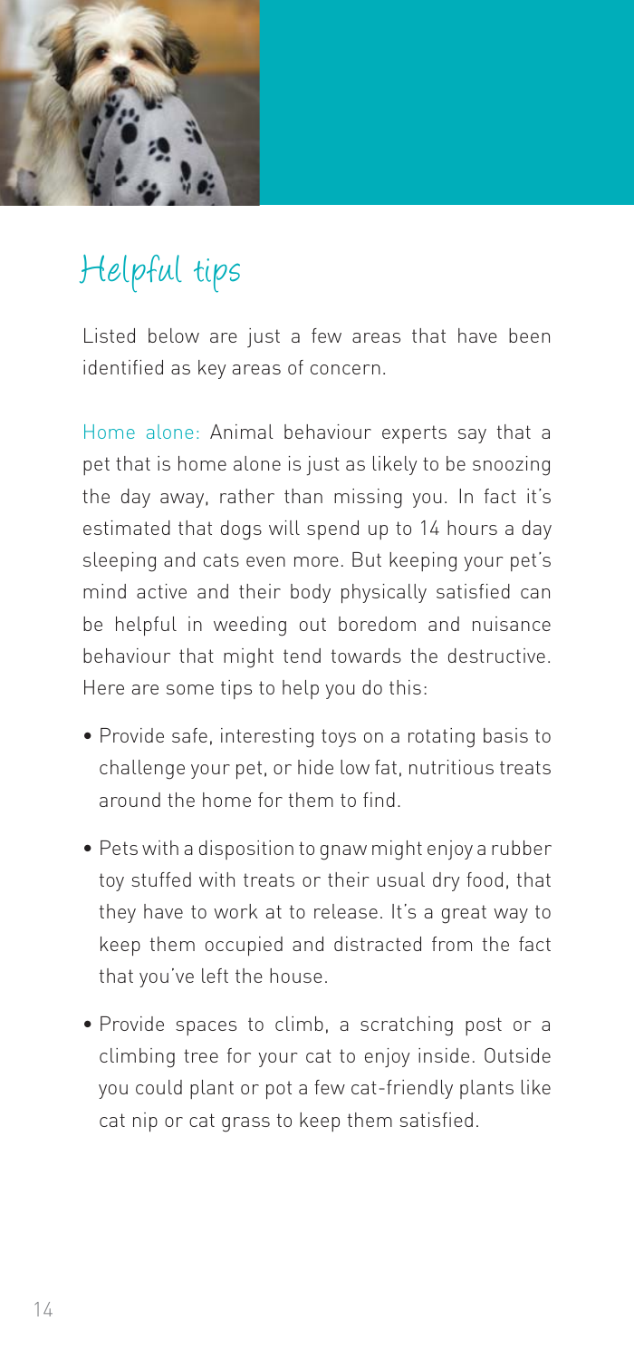## Helpful tips

Listed below are just a few areas that have been identified as key areas of concern.

Home alone: Animal behaviour experts say that a pet that is home alone is just as likely to be snoozing the day away, rather than missing you. In fact it's estimated that dogs will spend up to 14 hours a day sleeping and cats even more. But keeping your pet's mind active and their body physically satisfied can be helpful in weeding out boredom and nuisance behaviour that might tend towards the destructive. Here are some tips to help you do this:

- Provide safe, interesting toys on a rotating basis to challenge your pet, or hide low fat, nutritious treats around the home for them to find.
- Pets with a disposition to gnaw might enjoy a rubber toy stuffed with treats or their usual dry food, that they have to work at to release. It's a great way to keep them occupied and distracted from the fact that you've left the house.
- Provide spaces to climb, a scratching post or a climbing tree for your cat to enjoy inside. Outside you could plant or pot a few cat-friendly plants like cat nip or cat grass to keep them satisfied.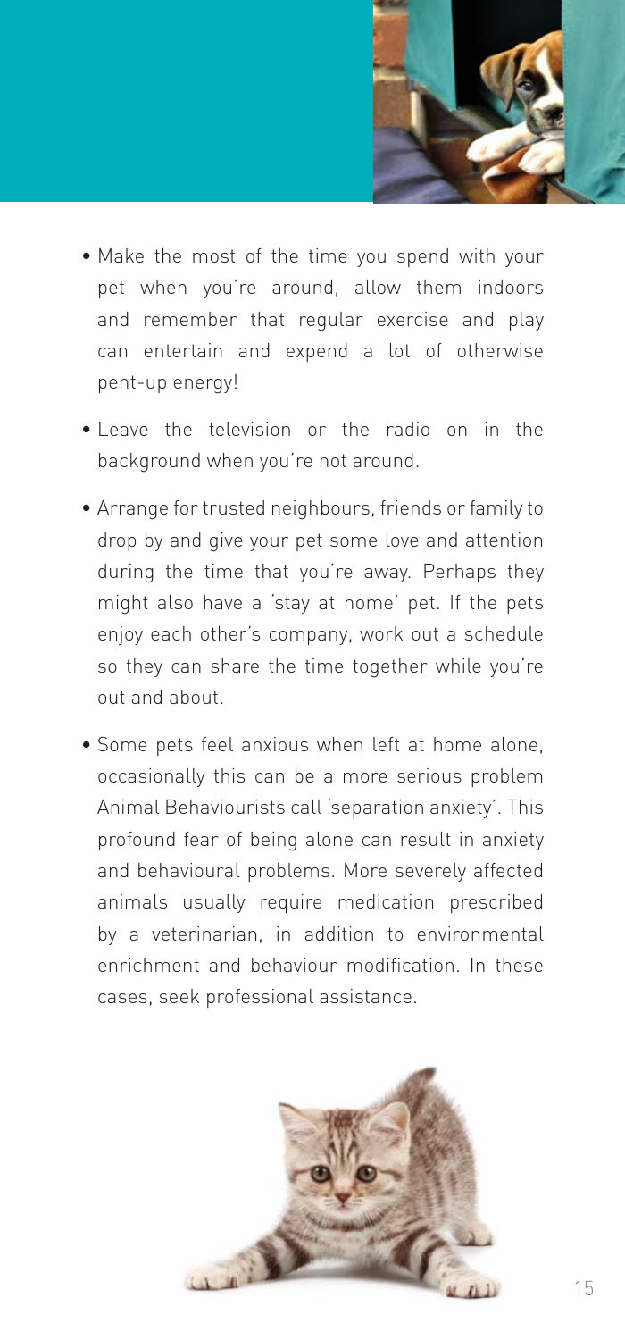- Make the most of the time you spend with your pet when you're around, allow them indoors and remember that regular exercise and play can entertain and expend a lot of otherwise pent-up energy!
- Leave the television or the radio on in the background when you're not around.
- Arrange for trusted neighbours, friends or family to drop by and give your pet some love and attention during the time that you're away. Perhaps they might also have a 'stay at home' pet. If the pets enjoy each other's company, work out a schedule so they can share the time together while you're out and about.
- Some pets feel anxious when left at home alone, occasionally this can be a more serious problem Animal Behaviourists call 'separation anxiety'. This profound fear of being alone can result in anxiety and behavioural problems. More severely affected animals usually require medication prescribed by a veterinarian, in addition to environmental enrichment and behaviour modification. In these cases, seek professional assistance.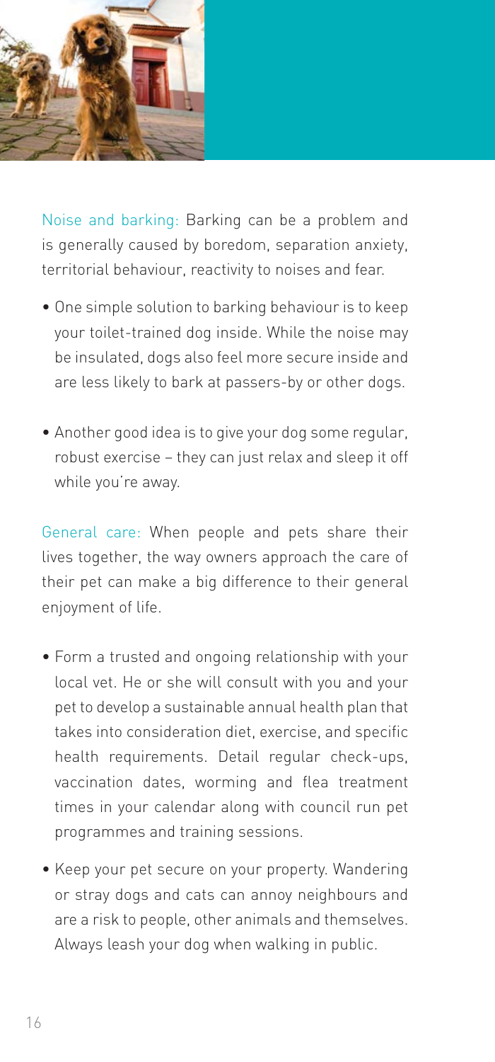Noise and barking: Barking can be a problem and is generally caused by boredom, separation anxiety, territorial behaviour, reactivity to noises and fear.

- One simple solution to barking behaviour is to keep your toilet-trained dog inside. While the noise may be insulated, dogs also feel more secure inside and are less likely to bark at passers-by or other dogs.
- Another good idea is to give your dog some regular, robust exercise – they can just relax and sleep it off while you're away.

General care: When people and pets share their lives together, the way owners approach the care of their pet can make a big difference to their general enjoyment of life.

- Form a trusted and ongoing relationship with your local vet. He or she will consult with you and your pet to develop a sustainable annual health plan that takes into consideration diet, exercise, and specific health requirements. Detail regular check-ups, vaccination dates, worming and flea treatment times in your calendar along with council run pet programmes and training sessions.
- Keep your pet secure on your property. Wandering or stray dogs and cats can annoy neighbours and are a risk to people, other animals and themselves. Always leash your dog when walking in public.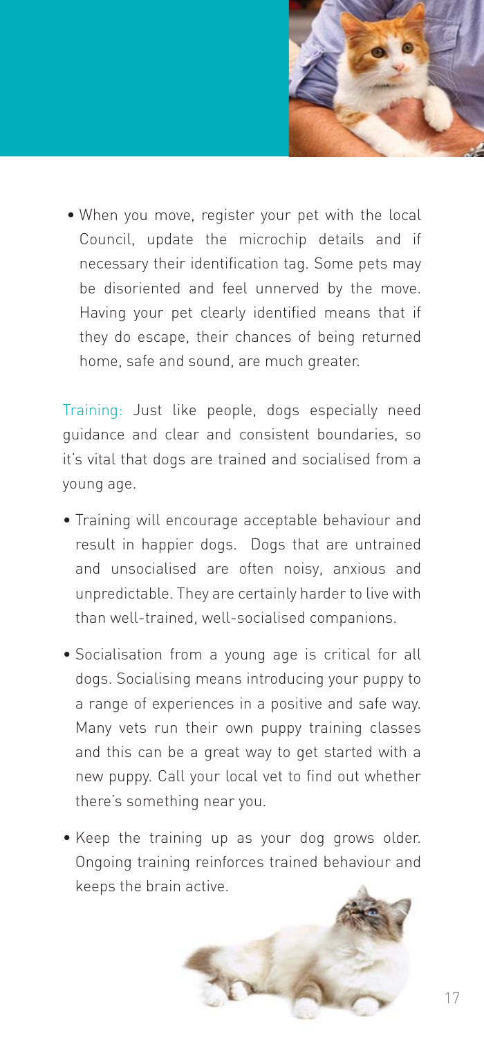- When you move, register your pet with the local Council, update the microchip details and if necessary their identification tag. Some pets may be disoriented and feel unnerved by the move. Having your pet clearly identified means that if they do escape, their chances of being returned home, safe and sound, are much greater.

Training: Just like people, dogs especially need guidance and clear and consistent boundaries, so it's vital that dogs are trained and socialised from a young age.

- Training will encourage acceptable behaviour and result in happier dogs. Dogs that are untrained and unsocialised are often noisy, anxious and unpredictable. They are certainly harder to live with than well-trained, well-socialised companions.
- Socialisation from a young age is critical for all dogs. Socialising means introducing your puppy to a range of experiences in a positive and safe way. Many vets run their own puppy training classes and this can be a great way to get started with a new puppy. Call your local vet to find out whether there's something near you.
- Keep the training up as your dog grows older. Ongoing training reinforces trained behaviour and keeps the brain active.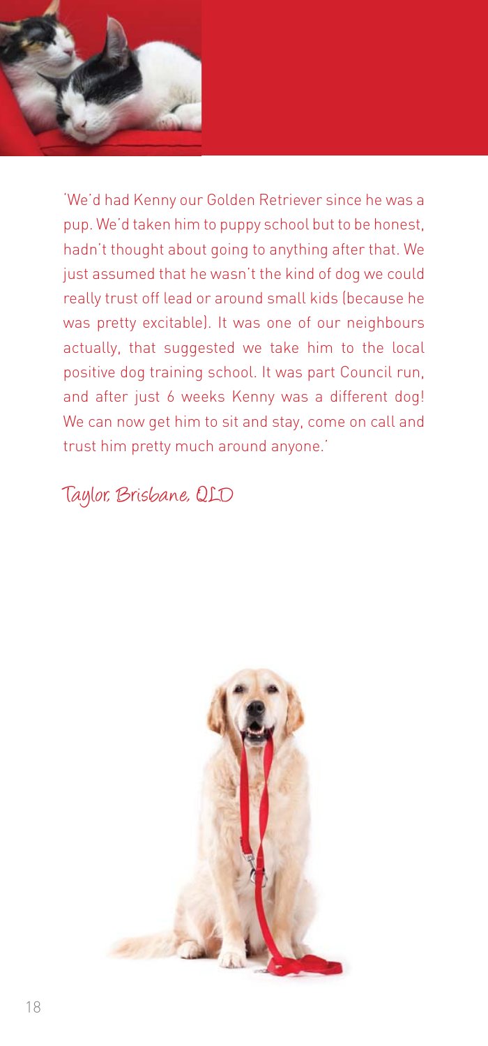'We'd had Kenny our Golden Retriever since he was a pup. We'd taken him to puppy school but to be honest, hadn't thought about going to anything after that. We just assumed that he wasn't the kind of dog we could really trust off lead or around small kids (because he was pretty excitable). It was one of our neighbours actually, that suggested we take him to the local positive dog training school. It was part Council run, and after just 6 weeks Kenny was a different dog! We can now get him to sit and stay, come on call and trust him pretty much around anyone.'

*Taylor, Brisbane, QLD*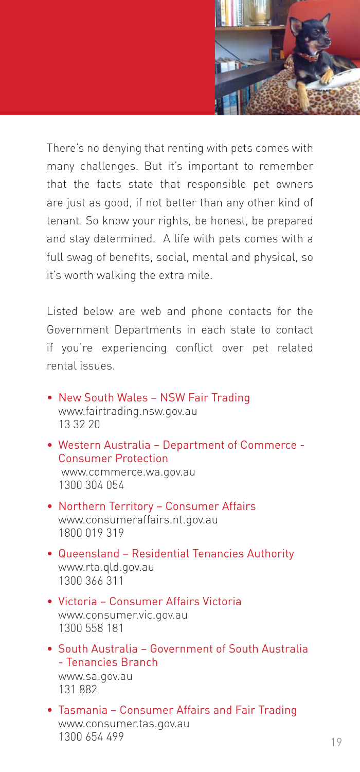There's no denying that renting with pets comes with many challenges. But it's important to remember that the facts state that responsible pet owners are just as good, if not better than any other kind of tenant. So know your rights, be honest, be prepared and stay determined. A life with pets comes with a full swag of benefits, social, mental and physical, so it's worth walking the extra mile.

Listed below are web and phone contacts for the Government Departments in each state to contact if you're experiencing conflict over pet related rental issues.

- New South Wales – NSW Fair Trading
  www.fairtrading.nsw.gov.au
  13 32 20
- Western Australia – Department of Commerce - Consumer Protection
  www.commerce.wa.gov.au
  1300 304 054
- Northern Territory – Consumer Affairs
  www.consumeraffairs.nt.gov.au
  1800 019 319
- Queensland – Residential Tenancies Authority
  www.rta.qld.gov.au
  1300 366 311
- Victoria – Consumer Affairs Victoria
  www.consumer.vic.gov.au
  1300 558 181
- South Australia – Government of South Australia - Tenancies Branch
  www.sa.gov.au
  131 882
- Tasmania – Consumer Affairs and Fair Trading
  www.consumer.tas.gov.au
  1300 654 499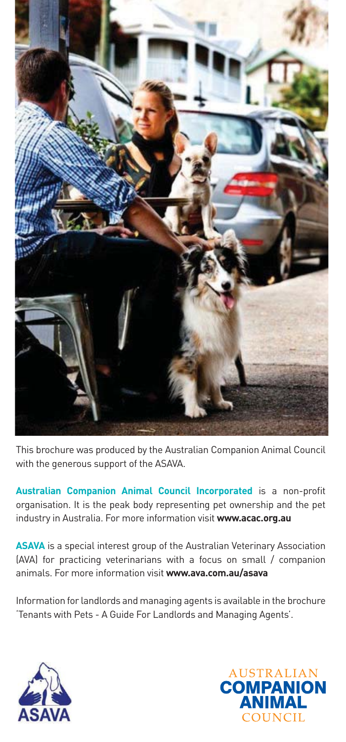This brochure was produced by the Australian Companion Animal Council with the generous support of the ASAVA.

**Australian Companion Animal Council Incorporated** is a non-profit organisation. It is the peak body representing pet ownership and the pet industry in Australia. For more information visit **www.acac.org.au**

**ASAVA** is a special interest group of the Australian Veterinary Association (AVA) for practicing veterinarians with a focus on small / companion animals. For more information visit **www.ava.com.au/asava**

Information for landlords and managing agents is available in the brochure 'Tenants with Pets - A Guide For Landlords and Managing Agents'.

ASAVA

AUSTRALIAN COMPANION ANIMAL COUNCIL